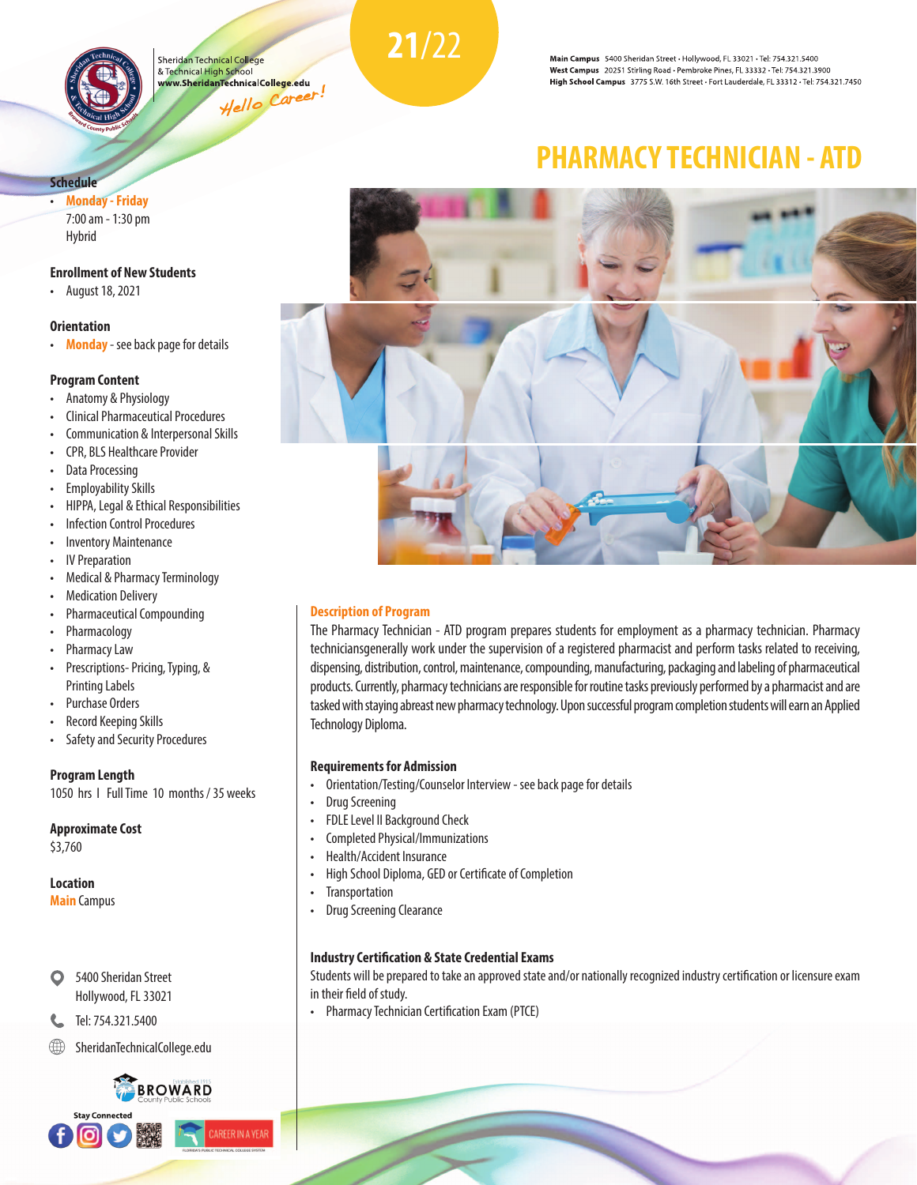Sheridan Technical College
& Technical High School
www.SheridanTechnicalCollege.edu
Hello Career!

**21/22**

**Main Campus** 5400 Sheridan Street • Hollywood, FL 33021 • Tel: 754.321.5400
**West Campus** 20251 Stirling Road • Pembroke Pines, FL 33332 • Tel: 754.321.3900
**High School Campus** 3775 S.W. 16th Street • Fort Lauderdale, FL 33312 • Tel: 754.321.7450

# PHARMACY TECHNICIAN - ATD

### Schedule

- **Monday - Friday**
  7:00 am - 1:30 pm
  Hybrid

### Enrollment of New Students

- August 18, 2021

### Orientation

- **Monday** - see back page for details

### Program Content

- Anatomy & Physiology
- Clinical Pharmaceutical Procedures
- Communication & Interpersonal Skills
- CPR, BLS Healthcare Provider
- Data Processing
- Employability Skills
- HIPPA, Legal & Ethical Responsibilities
- Infection Control Procedures
- Inventory Maintenance
- IV Preparation
- Medical & Pharmacy Terminology
- Medication Delivery
- Pharmaceutical Compounding
- Pharmacology
- Pharmacy Law
- Prescriptions- Pricing, Typing, & Printing Labels
- Purchase Orders
- Record Keeping Skills
- Safety and Security Procedures

### Program Length

1050 hrs | Full Time 10 months / 35 weeks

### Approximate Cost

$3,760

### Location

**Main** Campus

5400 Sheridan Street
Hollywood, FL 33021

Tel: 754.321.5400

SheridanTechnicalCollege.edu

BROWARD County Public Schools

Stay Connected

CAREER IN A YEAR

### Description of Program

The Pharmacy Technician - ATD program prepares students for employment as a pharmacy technician. Pharmacy techniciansgenerally work under the supervision of a registered pharmacist and perform tasks related to receiving, dispensing, distribution, control, maintenance, compounding, manufacturing, packaging and labeling of pharmaceutical products. Currently, pharmacy technicians are responsible for routine tasks previously performed by a pharmacist and are tasked with staying abreast new pharmacy technology. Upon successful program completion students will earn an Applied Technology Diploma.

### Requirements for Admission

- Orientation/Testing/Counselor Interview - see back page for details
- Drug Screening
- FDLE Level II Background Check
- Completed Physical/Immunizations
- Health/Accident Insurance
- High School Diploma, GED or Certificate of Completion
- Transportation
- Drug Screening Clearance

### Industry Certification & State Credential Exams

Students will be prepared to take an approved state and/or nationally recognized industry certification or licensure exam in their field of study.

- Pharmacy Technician Certification Exam (PTCE)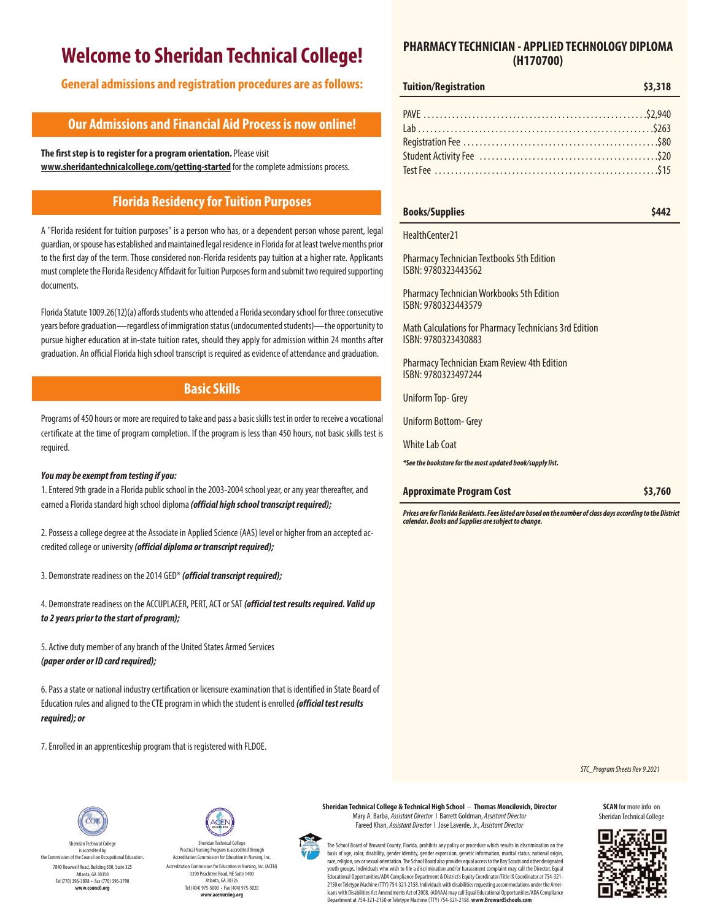# Welcome to Sheridan Technical College!

**General admissions and registration procedures are as follows:**

## Our Admissions and Financial Aid Process is now online!

**The first step is to register for a program orientation.** Please visit **www.sheridantechnicalcollege.com/getting-started** for the complete admissions process.

## Florida Residency for Tuition Purposes

A "Florida resident for tuition purposes" is a person who has, or a dependent person whose parent, legal guardian, or spouse has established and maintained legal residence in Florida for at least twelve months prior to the first day of the term. Those considered non-Florida residents pay tuition at a higher rate. Applicants must complete the Florida Residency Affidavit for Tuition Purposes form and submit two required supporting documents.

Florida Statute 1009.26(12)(a) affords students who attended a Florida secondary school for three consecutive years before graduation—regardless of immigration status (undocumented students)—the opportunity to pursue higher education at in-state tuition rates, should they apply for admission within 24 months after graduation. An official Florida high school transcript is required as evidence of attendance and graduation.

## Basic Skills

Programs of 450 hours or more are required to take and pass a basic skills test in order to receive a vocational certificate at the time of program completion. If the program is less than 450 hours, not basic skills test is required.

***You may be exempt from testing if you:***

1. Entered 9th grade in a Florida public school in the 2003-2004 school year, or any year thereafter, and earned a Florida standard high school diploma ***(official high school transcript required);***

2. Possess a college degree at the Associate in Applied Science (AAS) level or higher from an accepted accredited college or university ***(official diploma or transcript required);***

3. Demonstrate readiness on the 2014 GED® ***(official transcript required);***

4. Demonstrate readiness on the ACCUPLACER, PERT, ACT or SAT ***(official test results required. Valid up to 2 years prior to the start of program);***

5. Active duty member of any branch of the United States Armed Services ***(paper order or ID card required);***

6. Pass a state or national industry certification or licensure examination that is identified in State Board of Education rules and aligned to the CTE program in which the student is enrolled ***(official test results required); or***

7. Enrolled in an apprenticeship program that is registered with FLDOE.

## PHARMACY TECHNICIAN - APPLIED TECHNOLOGY DIPLOMA (H170700)

| **Tuition/Registration** | **$3,318** |
|---|---|
| PAVE | $2,940 |
| Lab | $263 |
| Registration Fee | $80 |
| Student Activity Fee | $20 |
| Test Fee | $15 |

| **Books/Supplies** | **$442** |
|---|---|

HealthCenter21

Pharmacy Technician Textbooks 5th Edition
ISBN: 9780323443562

Pharmacy Technician Workbooks 5th Edition
ISBN: 9780323443579

Math Calculations for Pharmacy Technicians 3rd Edition
ISBN: 9780323430883

Pharmacy Technician Exam Review 4th Edition
ISBN: 9780323497244

Uniform Top- Grey

Uniform Bottom- Grey

White Lab Coat

***See the bookstore for the most updated book/supply list.**

| **Approximate Program Cost** | **$3,760** |
|---|---|

***Prices are for Florida Residents. Fees listed are based on the number of class days according to the District calendar. Books and Supplies are subject to change.***

*STC_Program Sheets Rev 9.2021*

Sheridan Technical College is accredited by the Commission of the Council on Occupational Education.
7840 Roswell Road, Building 300, Suite 325
Atlanta, GA 30350
Tel (770) 396-3898 • Fax (770) 396-3790
**www.council.org**

Sheridan Technical College Practical Nursing Program is accredited through Accreditation Commission for Education in Nursing, Inc.
Accreditation Commission for Education in Nursing, Inc. (ACEN)
3390 Peachtree Road, NE Suite 1400
Atlanta, GA 30326
Tel (404) 975-5000 • Fax (404) 975-5020
**www.acenursing.org**

**Sheridan Technical College & Technical High School – Thomas Moncilovich, Director**
Mary A. Barba, *Assistant Director* | Barrett Goldman, *Assistant Director*
Fareed Khan, *Assistant Director* | Jose Laverde, Jr., *Assistant Director*

The School Board of Broward County, Florida, prohibits any policy or procedure which results in discrimination on the basis of age, color, disability, gender identity, gender expression, genetic information, marital status, national origin, race, religion, sex or sexual orientation. The School Board also provides equal access to the Boy Scouts and other designated youth groups. Individuals who wish to file a discrimination and/or harassment complaint may call the Director, Equal Educational Opportunities/ADA Compliance Department & District's Equity Coordinator/Title IX Coordinator at 754-321-2150 or Teletype Machine (TTY) 754-321-2158. Individuals with disabilities requesting accommodations under the Americans with Disabilities Act Amendments Act of 2008, (ADAAA) may call Equal Educational Opportunities/ADA Compliance Department at 754-321-2150 or Teletype Machine (TTY) 754-321-2158. **www.BrowardSchools.com**

**SCAN** for more info on Sheridan Technical College